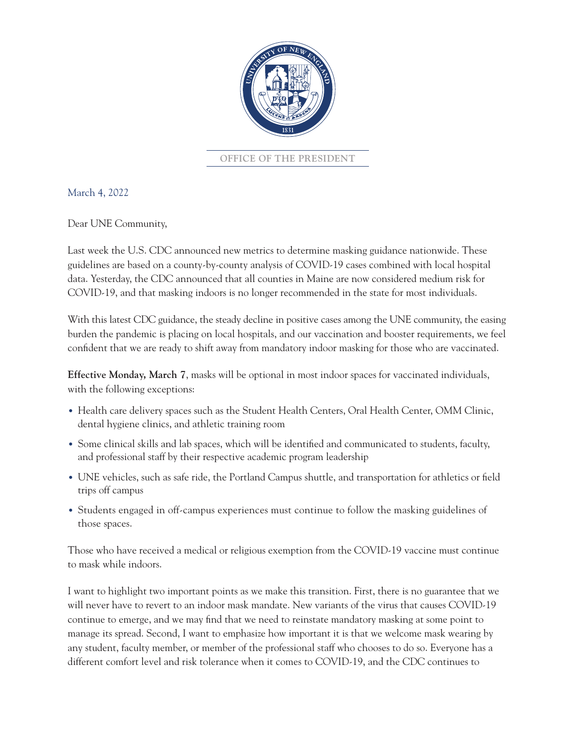OFFICE OF THE PRESIDENT

March 4, 2022

Dear UNE Community,

Last week the U.S. CDC announced new metrics to determine masking guidance nationwide. These guidelines are based on a county-by-county analysis of COVID-19 cases combined with local hospital data. Yesterday, the CDC announced that all counties in Maine are now considered medium risk for COVID-19, and that masking indoors is no longer recommended in the state for most individuals.

With this latest CDC guidance, the steady decline in positive cases among the UNE community, the easing burden the pandemic is placing on local hospitals, and our vaccination and booster requirements, we feel confident that we are ready to shift away from mandatory indoor masking for those who are vaccinated.

**Effective Monday, March 7**, masks will be optional in most indoor spaces for vaccinated individuals, with the following exceptions:

- Health care delivery spaces such as the Student Health Centers, Oral Health Center, OMM Clinic, dental hygiene clinics, and athletic training room
- Some clinical skills and lab spaces, which will be identified and communicated to students, faculty, and professional staff by their respective academic program leadership
- UNE vehicles, such as safe ride, the Portland Campus shuttle, and transportation for athletics or field trips off campus
- Students engaged in off-campus experiences must continue to follow the masking guidelines of those spaces.

Those who have received a medical or religious exemption from the COVID-19 vaccine must continue to mask while indoors.

I want to highlight two important points as we make this transition. First, there is no guarantee that we will never have to revert to an indoor mask mandate. New variants of the virus that causes COVID-19 continue to emerge, and we may find that we need to reinstate mandatory masking at some point to manage its spread. Second, I want to emphasize how important it is that we welcome mask wearing by any student, faculty member, or member of the professional staff who chooses to do so. Everyone has a different comfort level and risk tolerance when it comes to COVID-19, and the CDC continues to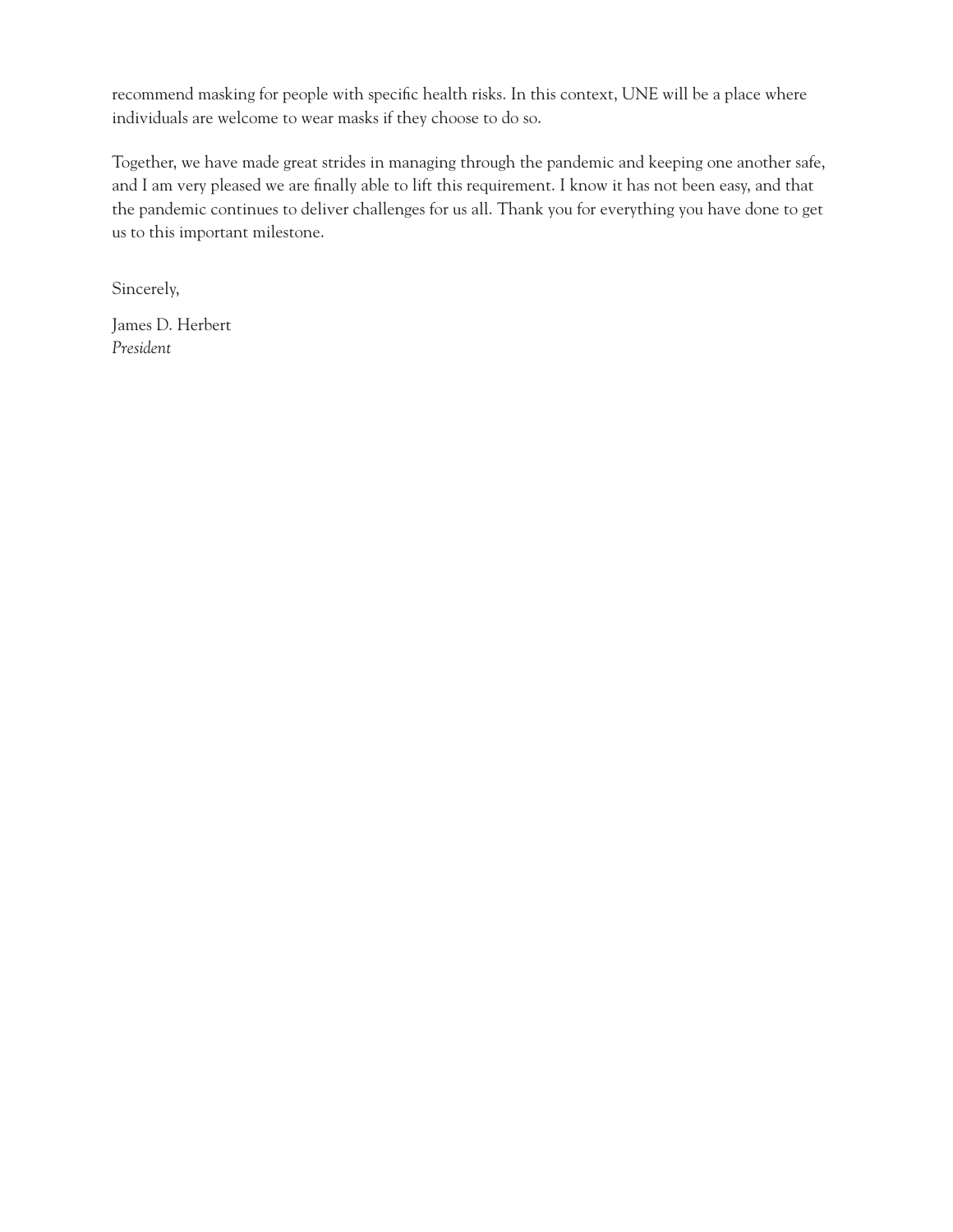recommend masking for people with specific health risks. In this context, UNE will be a place where individuals are welcome to wear masks if they choose to do so.

Together, we have made great strides in managing through the pandemic and keeping one another safe, and I am very pleased we are finally able to lift this requirement. I know it has not been easy, and that the pandemic continues to deliver challenges for us all. Thank you for everything you have done to get us to this important milestone.

Sincerely,

James D. Herbert  
*President*